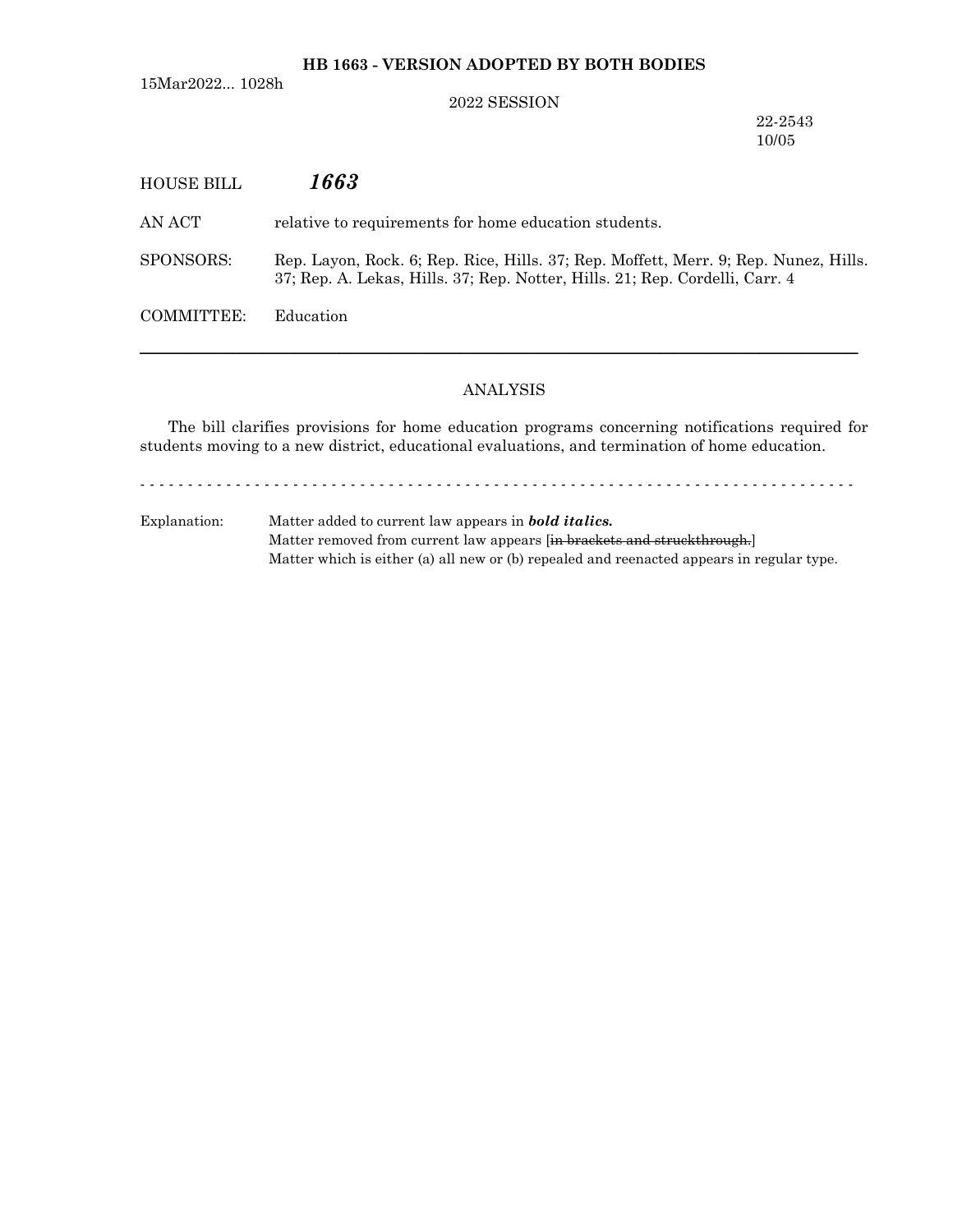**HB 1663 - VERSION ADOPTED BY BOTH BODIES**

15Mar2022... 1028h

2022 SESSION

22-2543
10/05

HOUSE BILL ***1663***

AN ACT relative to requirements for home education students.

SPONSORS: Rep. Layon, Rock. 6; Rep. Rice, Hills. 37; Rep. Moffett, Merr. 9; Rep. Nunez, Hills. 37; Rep. A. Lekas, Hills. 37; Rep. Notter, Hills. 21; Rep. Cordelli, Carr. 4

COMMITTEE: Education

---

ANALYSIS

The bill clarifies provisions for home education programs concerning notifications required for students moving to a new district, educational evaluations, and termination of home education.

- - - - - - - - - - - - - - - - - - - - - - - - - - - - - - - - - - - - - - - - - - - - - - - - - - - - - - - - - - - - - - - - - - -

Explanation: Matter added to current law appears in ***bold italics.***
Matter removed from current law appears [~~in brackets and struckthrough.~~]
Matter which is either (a) all new or (b) repealed and reenacted appears in regular type.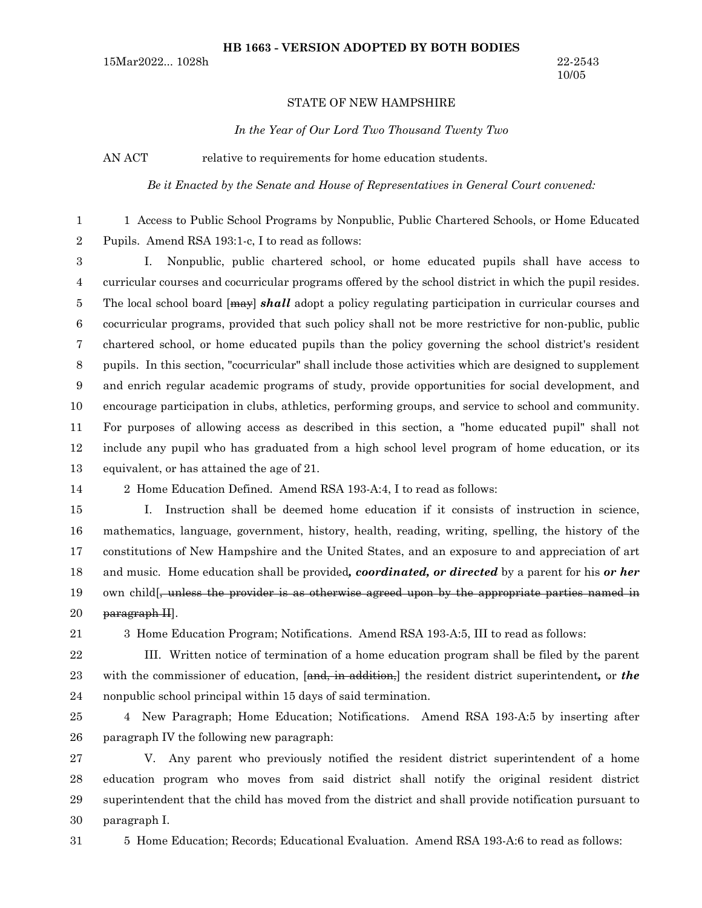**HB 1663 - VERSION ADOPTED BY BOTH BODIES**

15Mar2022... 1028h

22-2543
10/05

STATE OF NEW HAMPSHIRE

*In the Year of Our Lord Two Thousand Twenty Two*

AN ACT relative to requirements for home education students.

*Be it Enacted by the Senate and House of Representatives in General Court convened:*

1 Access to Public School Programs by Nonpublic, Public Chartered Schools, or Home Educated Pupils. Amend RSA 193:1-c, I to read as follows:

I. Nonpublic, public chartered school, or home educated pupils shall have access to curricular courses and cocurricular programs offered by the school district in which the pupil resides. The local school board [~~may~~] ***shall*** adopt a policy regulating participation in curricular courses and cocurricular programs, provided that such policy shall not be more restrictive for non-public, public chartered school, or home educated pupils than the policy governing the school district's resident pupils. In this section, "cocurricular" shall include those activities which are designed to supplement and enrich regular academic programs of study, provide opportunities for social development, and encourage participation in clubs, athletics, performing groups, and service to school and community. For purposes of allowing access as described in this section, a "home educated pupil" shall not include any pupil who has graduated from a high school level program of home education, or its equivalent, or has attained the age of 21.

2 Home Education Defined. Amend RSA 193-A:4, I to read as follows:

I. Instruction shall be deemed home education if it consists of instruction in science, mathematics, language, government, history, health, reading, writing, spelling, the history of the constitutions of New Hampshire and the United States, and an exposure to and appreciation of art and music. Home education shall be provided***, coordinated, or directed*** by a parent for his ***or her*** own child[~~, unless the provider is as otherwise agreed upon by the appropriate parties named in paragraph II~~].

3 Home Education Program; Notifications. Amend RSA 193-A:5, III to read as follows:

III. Written notice of termination of a home education program shall be filed by the parent with the commissioner of education, [~~and, in addition,~~] the resident district superintendent***,*** or ***the*** nonpublic school principal within 15 days of said termination.

4 New Paragraph; Home Education; Notifications. Amend RSA 193-A:5 by inserting after paragraph IV the following new paragraph:

V. Any parent who previously notified the resident district superintendent of a home education program who moves from said district shall notify the original resident district superintendent that the child has moved from the district and shall provide notification pursuant to paragraph I.

5 Home Education; Records; Educational Evaluation. Amend RSA 193-A:6 to read as follows: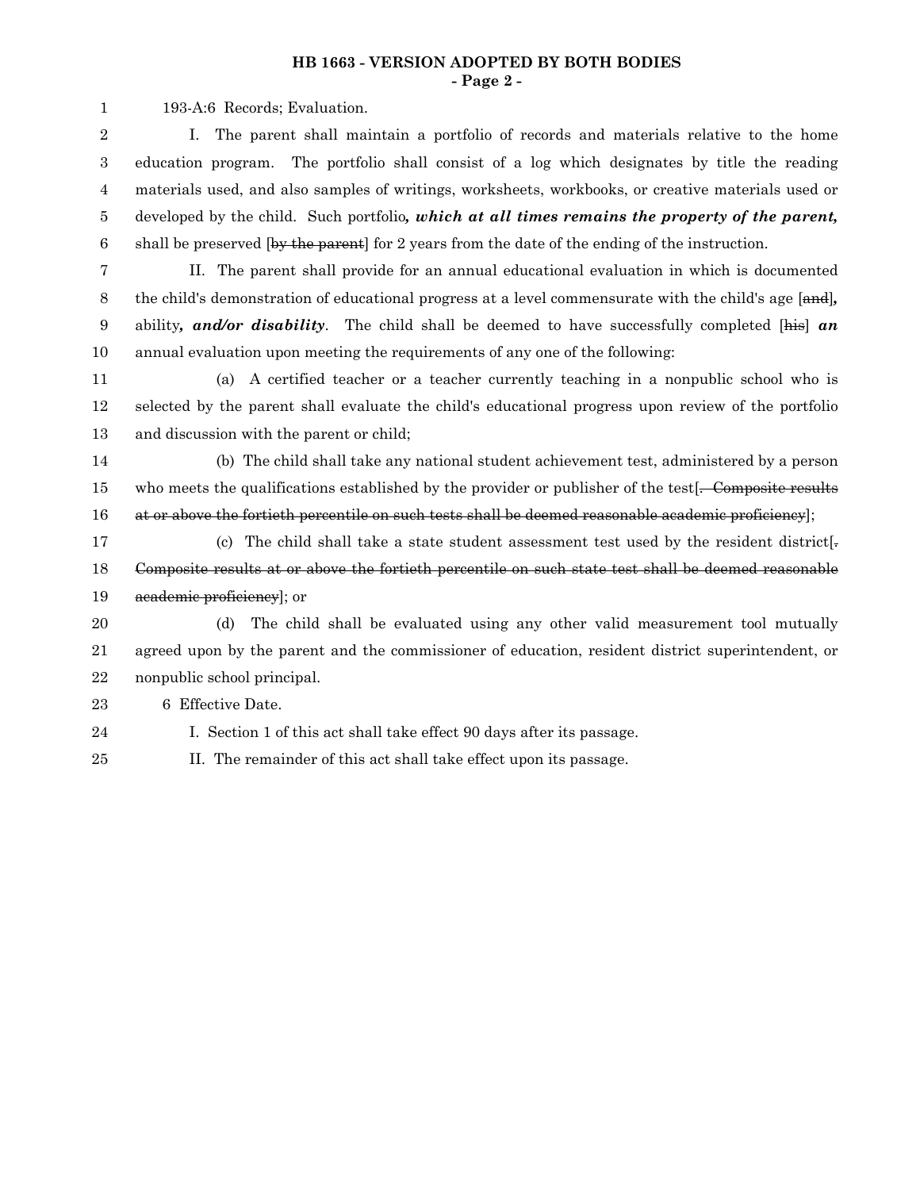193-A:6 Records; Evaluation.

I. The parent shall maintain a portfolio of records and materials relative to the home education program. The portfolio shall consist of a log which designates by title the reading materials used, and also samples of writings, worksheets, workbooks, or creative materials used or developed by the child. Such portfolio***, which at all times remains the property of the parent,*** shall be preserved [~~by the parent~~] for 2 years from the date of the ending of the instruction.

II. The parent shall provide for an annual educational evaluation in which is documented the child's demonstration of educational progress at a level commensurate with the child's age [~~and~~]***,*** ability***, and/or disability***. The child shall be deemed to have successfully completed [~~his~~] ***an*** annual evaluation upon meeting the requirements of any one of the following:

(a) A certified teacher or a teacher currently teaching in a nonpublic school who is selected by the parent shall evaluate the child's educational progress upon review of the portfolio and discussion with the parent or child;

(b) The child shall take any national student achievement test, administered by a person who meets the qualifications established by the provider or publisher of the test[~~. Composite results at or above the fortieth percentile on such tests shall be deemed reasonable academic proficiency~~];

(c) The child shall take a state student assessment test used by the resident district[~~. Composite results at or above the fortieth percentile on such state test shall be deemed reasonable academic proficiency~~]; or

(d) The child shall be evaluated using any other valid measurement tool mutually agreed upon by the parent and the commissioner of education, resident district superintendent, or nonpublic school principal.

6 Effective Date.

I. Section 1 of this act shall take effect 90 days after its passage.

II. The remainder of this act shall take effect upon its passage.